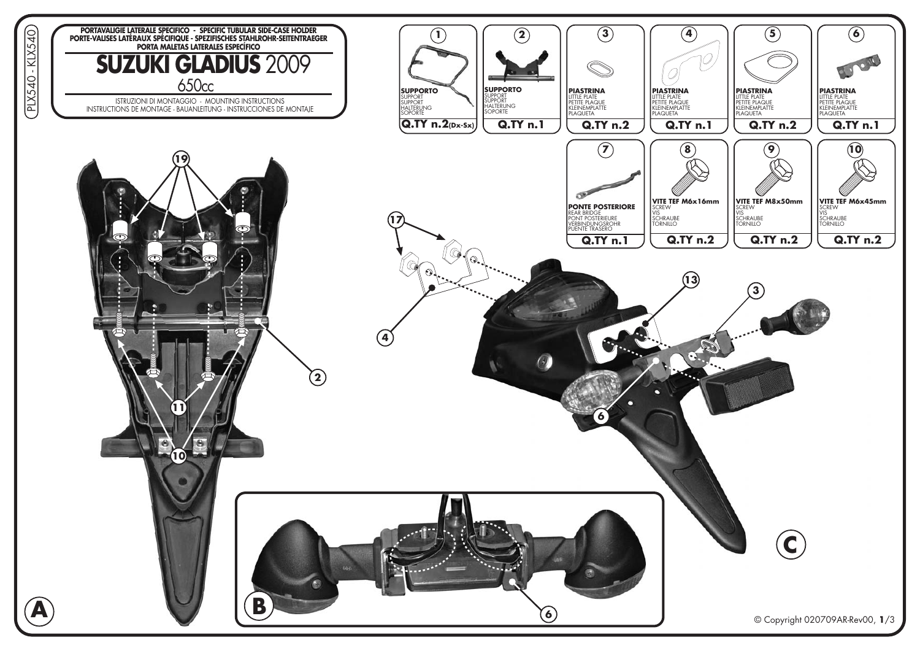PLX540 - KLX540

PORTAVALIGIE LATERALE SPECIFICO - SPECIFIC TUBULAR SIDE-CASE HOLDER
PORTE-VALISES LATÉRAUX SPÉCIFIQUE - SPEZIFISCHES STAHLROHR-SEITENTRAEGER
PORTA MALETAS LATERALES ESPECÍFICO

# SUZUKI GLADIUS 2009

## 650cc

ISTRUZIONI DI MONTAGGIO - MOUNTING INSTRUCTIONS
INSTRUCTIONS DE MONTAGE - BAUANLEITUNG - INSTRUCCIONES DE MONTAJE

| N. | Descrizione | Q.TY |
|---|---|---|
| 1 | **SUPPORTO** SUPPORT SUPPORT HALTERUNG SOPORTE | Q.TY n.2 (Dx-Sx) |
| 2 | **SUPPORTO** SUPPORT SUPPORT HALTERUNG SOPORTE | Q.TY n.1 |
| 3 | **PIASTRINA** LITTLE PLATE PETITE PLAQUE KLEINEMPLATTE PLAQUETA | Q.TY n.2 |
| 4 | **PIASTRINA** LITTLE PLATE PETITE PLAQUE KLEINEMPLATTE PLAQUETA | Q.TY n.1 |
| 5 | **PIASTRINA** LITTLE PLATE PETITE PLAQUE KLEINEMPLATTE PLAQUETA | Q.TY n.2 |
| 6 | **PIASTRINA** LITTLE PLATE PETITE PLAQUE KLEINEMPLATTE PLAQUETA | Q.TY n.1 |
| 7 | **PONTE POSTERIORE** REAR BRIDGE PONT POSTERIEURE VERBINDUNGSROHR PUENTE TRASERO | Q.TY n.1 |
| 8 | **VITE TEF M6x16mm** SCREW VIS SCHRAUBE TORNILLO | Q.TY n.2 |
| 9 | **VITE TEF M8x50mm** SCREW VIS SCHRAUBE TORNILLO | Q.TY n.2 |
| 10 | **VITE TEF M6x45mm** SCREW VIS SCHRAUBE TORNILLO | Q.TY n.2 |

A

B

C

© Copyright 020709AR-Rev00, **1**/3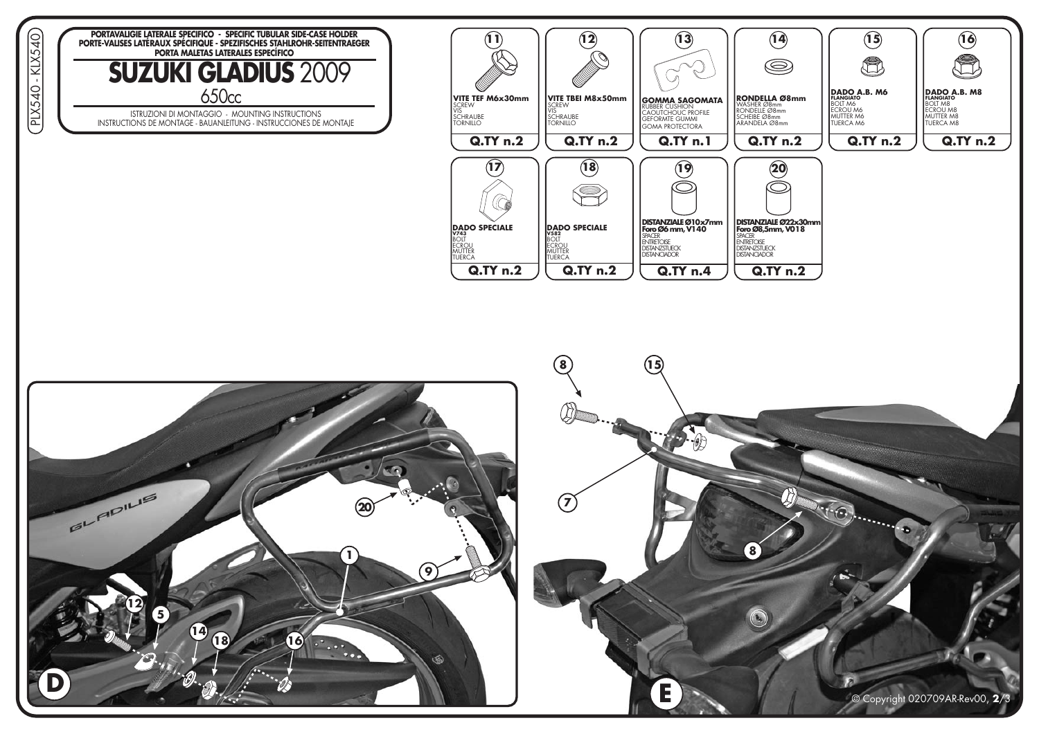PLX540 - KLX540

**PORTAVALIGIE LATERALE SPECIFICO - SPECIFIC TUBULAR SIDE-CASE HOLDER**
**PORTE-VALISES LATÉRAUX SPÉCIFIQUE - SPEZIFISCHES STAHLROHR-SEITENTRAEGER**
**PORTA MALETAS LATERALES ESPECÍFICO**

# SUZUKI GLADIUS 2009

650cc

ISTRUZIONI DI MONTAGGIO - MOUNTING INSTRUCTIONS
INSTRUCTIONS DE MONTAGE - BAUANLEITUNG - INSTRUCCIONES DE MONTAJE

| N. | Description | Q.TY |
|---|---|---|
| 11 | **VITE TEF M6x30mm** SCREW VIS SCHRAUBE TORNILLO | Q.TY n.2 |
| 12 | **VITE TBEI M8x50mm** SCREW VIS SCHRAUBE TORNILLO | Q.TY n.2 |
| 13 | **GOMMA SAGOMATA** RUBBER CUSHION CAOUTCHOUC PROFILE GEFORMTE GUMMI GOMA PROTECTORA | Q.TY n.1 |
| 14 | **RONDELLA Ø8mm** WASHER Ø8mm RONDELLE Ø8mm SCHEIBE Ø8mm ARANDELA Ø8mm | Q.TY n.2 |
| 15 | **DADO A.B. M6 FLANGIATO** BOLT M6 ECROU M6 MUTTER M6 TUERCA M6 | Q.TY n.2 |
| 16 | **DADO A.B. M8 FLANGIATO** BOLT M8 ECROU M8 MUTTER M8 TUERCA M8 | Q.TY n.2 |
| 17 | **DADO SPECIALE V743** BOLT ECROU MUTTER TUERCA | Q.TY n.2 |
| 18 | **DADO SPECIALE V582** BOLT ECROU MUTTER TUERCA | Q.TY n.2 |
| 19 | **DISTANZIALE Ø10x7mm Foro Ø6mm, V140** SPACER ENTRETOISE DISTANZSTUECK DISTANCIADOR | Q.TY n.4 |
| 20 | **DISTANZIALE Ø22x30mm Foro Ø8,5mm, V018** SPACER ENTRETOISE DISTANZSTUECK DISTANCIADOR | Q.TY n.2 |

D

E

© Copyright 020709AR-Rev00, 2/3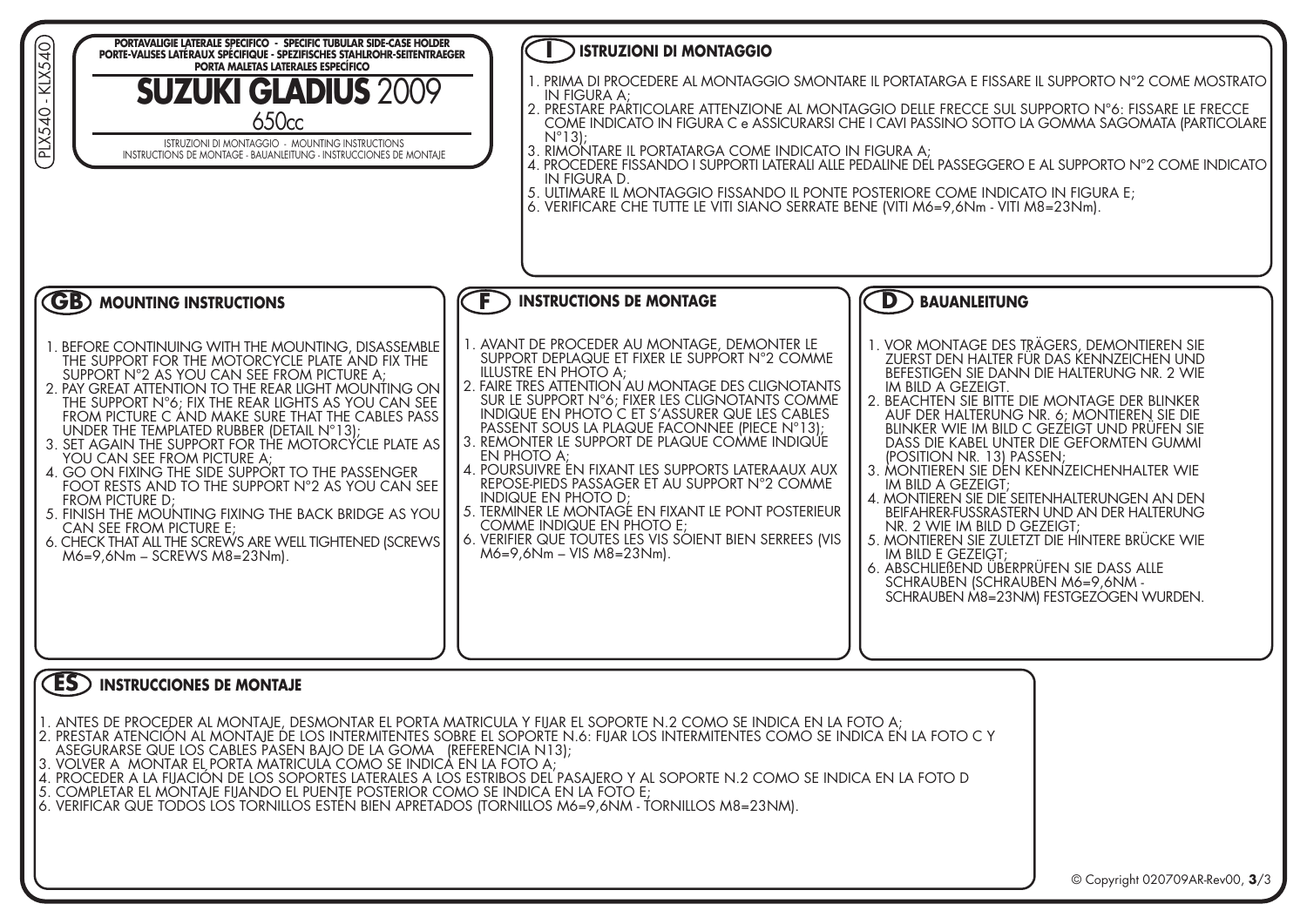PLX540 - KLX540

**PORTAVALIGIE LATERALE SPECIFICO - SPECIFIC TUBULAR SIDE-CASE HOLDER**
**PORTE-VALISES LATÉRAUX SPÉCIFIQUE - SPEZIFISCHES STAHLROHR-SEITENTRAEGER**
**PORTA MALETAS LATERALES ESPECÍFICO**

# SUZUKI GLADIUS 2009

650cc

ISTRUZIONI DI MONTAGGIO - MOUNTING INSTRUCTIONS
INSTRUCTIONS DE MONTAGE - BAUANLEITUNG - INSTRUCCIONES DE MONTAJE

## I ISTRUZIONI DI MONTAGGIO

1. PRIMA DI PROCEDERE AL MONTAGGIO SMONTARE IL PORTATARGA E FISSARE IL SUPPORTO N°2 COME MOSTRATO IN FIGURA A;
2. PRESTARE PARTICOLARE ATTENZIONE AL MONTAGGIO DELLE FRECCE SUL SUPPORTO N°6: FISSARE LE FRECCE COME INDICATO IN FIGURA C e ASSICURARSI CHE I CAVI PASSINO SOTTO LA GOMMA SAGOMATA (PARTICOLARE N°13);
3. RIMONTARE IL PORTATARGA COME INDICATO IN FIGURA A;
4. PROCEDERE FISSANDO I SUPPORTI LATERALI ALLE PEDALINE DEL PASSEGGERO E AL SUPPORTO N°2 COME INDICATO IN FIGURA D.
5. ULTIMARE IL MONTAGGIO FISSANDO IL PONTE POSTERIORE COME INDICATO IN FIGURA E;
6. VERIFICARE CHE TUTTE LE VITI SIANO SERRATE BENE (VITI M6=9,6Nm - VITI M8=23Nm).

## GB MOUNTING INSTRUCTIONS

1. BEFORE CONTINUING WITH THE MOUNTING, DISASSEMBLE THE SUPPORT FOR THE MOTORCYCLE PLATE AND FIX THE SUPPORT N°2 AS YOU CAN SEE FROM PICTURE A;
2. PAY GREAT ATTENTION TO THE REAR LIGHT MOUNTING ON THE SUPPORT N°6; FIX THE REAR LIGHTS AS YOU CAN SEE FROM PICTURE C AND MAKE SURE THAT THE CABLES PASS UNDER THE TEMPLATED RUBBER (DETAIL N°13);
3. SET AGAIN THE SUPPORT FOR THE MOTORCYCLE PLATE AS YOU CAN SEE FROM PICTURE A;
4. GO ON FIXING THE SIDE SUPPORT TO THE PASSENGER FOOT RESTS AND TO THE SUPPORT N°2 AS YOU CAN SEE FROM PICTURE D;
5. FINISH THE MOUNTING FIXING THE BACK BRIDGE AS YOU CAN SEE FROM PICTURE E;
6. CHECK THAT ALL THE SCREWS ARE WELL TIGHTENED (SCREWS M6=9,6Nm – SCREWS M8=23Nm).

## F INSTRUCTIONS DE MONTAGE

1. AVANT DE PROCEDER AU MONTAGE, DEMONTER LE SUPPORT DEPLAQUE ET FIXER LE SUPPORT N°2 COMME ILLUSTRE EN PHOTO A;
2. FAIRE TRES ATTENTION AU MONTAGE DES CLIGNOTANTS SUR LE SUPPORT N°6; FIXER LES CLIGNOTANTS COMME INDIQUE EN PHOTO C ET S'ASSURER QUE LES CABLES PASSENT SOUS LA PLAQUE FAÇONNEE (PIECE N°13);
3. REMONTER LE SUPPORT DE PLAQUE COMME INDIQUÉ EN PHOTO A;
4. POURSUIVRE EN FIXANT LES SUPPORTS LATERAAUX AUX REPOSE-PIEDS PASSAGER ET AU SUPPORT N°2 COMME INDIQUE EN PHOTO D;
5. TERMINER LE MONTAGE EN FIXANT LE PONT POSTERIEUR COMME INDIQUE EN PHOTO E;
6. VERIFIER QUE TOUTES LES VIS SOIENT BIEN SERREES (VIS M6=9,6Nm – VIS M8=23Nm).

## D BAUANLEITUNG

1. VOR MONTAGE DES TRÄGERS, DEMONTIEREN SIE ZUERST DEN HALTER FÜR DAS KENNZEICHEN UND BEFESTIGEN SIE DANN DIE HALTERUNG NR. 2 WIE IM BILD A GEZEIGT.
2. BEACHTEN SIE BITTE DIE MONTAGE DER BLINKER AUF DER HALTERUNG NR. 6; MONTIEREN SIE DIE BLINKER WIE IM BILD C GEZEIGT UND PRÜFEN SIE DASS DIE KABEL UNTER DIE GEFORMTEN GUMMI (POSITION NR. 13) PASSEN;
3. MONTIEREN SIE DEN KENNZEICHENHALTER WIE IM BILD A GEZEIGT;
4. MONTIEREN SIE DIE SEITENHALTERUNGEN AN DEN BEIFAHRER-FUSSRASTERN UND AN DER HALTERUNG NR. 2 WIE IM BILD D GEZEIGT;
5. MONTIEREN SIE ZULETZT DIE HINTERE BRÜCKE WIE IM BILD E GEZEIGT;
6. ABSCHLIEßEND ÜBERPRÜFEN SIE DASS ALLE SCHRAUBEN (SCHRAUBEN M6=9,6NM - SCHRAUBEN M8=23NM) FESTGEZOGEN WURDEN.

## ES INSTRUCCIONES DE MONTAJE

1. ANTES DE PROCEDER AL MONTAJE, DESMONTAR EL PORTA MATRICULA Y FIJAR EL SOPORTE N.2 COMO SE INDICA EN LA FOTO A;
2. PRESTAR ATENCIÓN AL MONTAJE DE LOS INTERMITENTES SOBRE EL SOPORTE N.6: FIJAR LOS INTERMITENTES COMO SE INDICA EN LA FOTO C Y ASEGURARSE QUE LOS CABLES PASEN BAJO DE LA GOMA (REFERENCIA N13);
3. VOLVER A MONTAR EL PORTA MATRICULA COMO SE INDICA EN LA FOTO A;
4. PROCEDER A LA FIJACIÓN DE LOS SOPORTES LATERALES A LOS ESTRIBOS DEL PASAJERO Y AL SOPORTE N.2 COMO SE INDICA EN LA FOTO D
5. COMPLETAR EL MONTAJE FIJANDO EL PUENTE POSTERIOR COMO SE INDICA EN LA FOTO E;
6. VERIFICAR QUE TODOS LOS TORNILLOS ESTÉN BIEN APRETADOS (TORNILLOS M6=9,6NM - TORNILLOS M8=23NM).

© Copyright 020709AR-Rev00